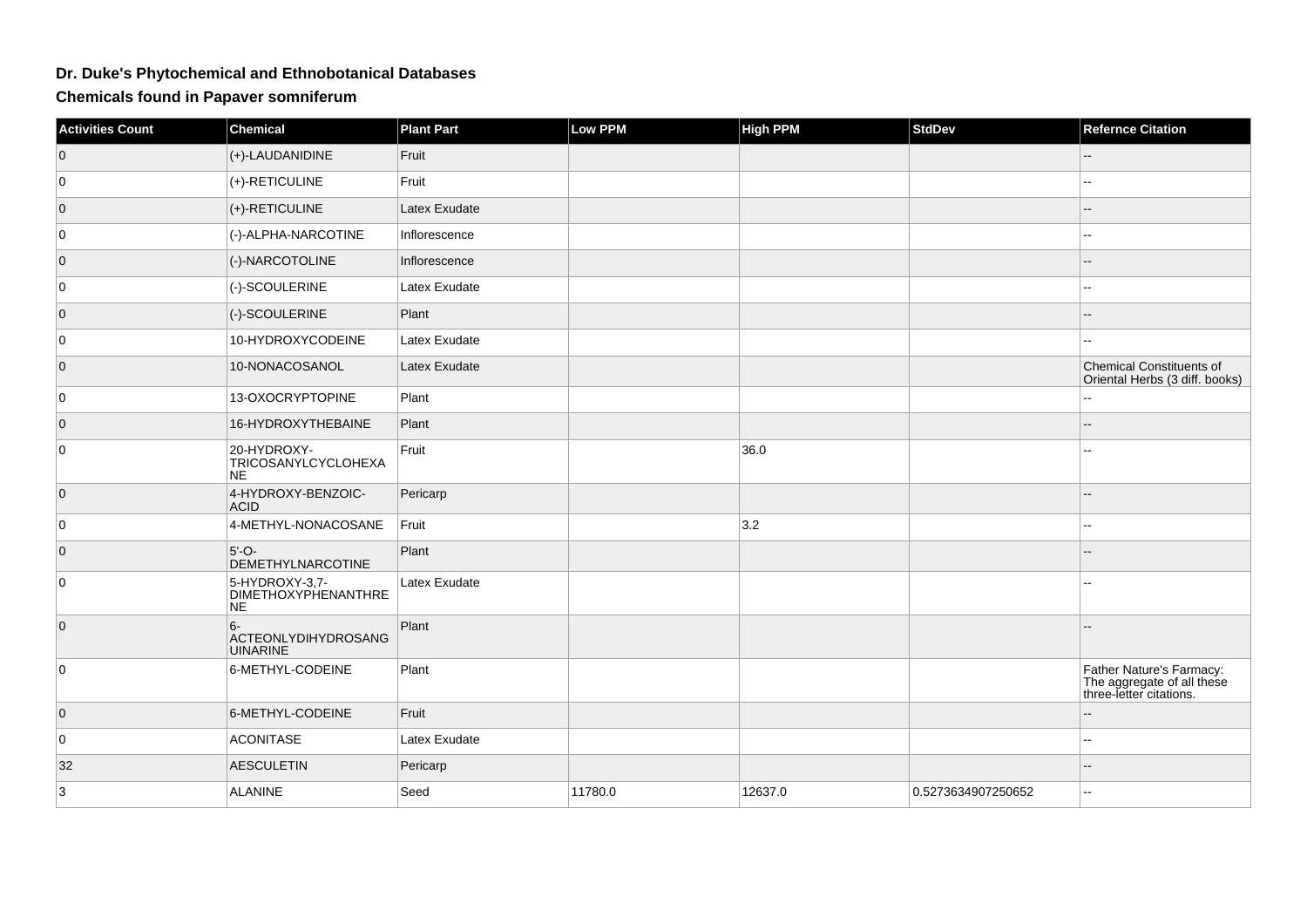# Dr. Duke's Phytochemical and Ethnobotanical Databases

## Chemicals found in Papaver somniferum

| Activities Count | Chemical | Plant Part | Low PPM | High PPM | StdDev | Refernce Citation |
|---|---|---|---|---|---|---|
| 0 | (+)-LAUDANIDINE | Fruit | | | | -- |
| 0 | (+)-RETICULINE | Fruit | | | | -- |
| 0 | (+)-RETICULINE | Latex Exudate | | | | -- |
| 0 | (-)-ALPHA-NARCOTINE | Inflorescence | | | | -- |
| 0 | (-)-NARCOTOLINE | Inflorescence | | | | -- |
| 0 | (-)-SCOULERINE | Latex Exudate | | | | -- |
| 0 | (-)-SCOULERINE | Plant | | | | -- |
| 0 | 10-HYDROXYCODEINE | Latex Exudate | | | | -- |
| 0 | 10-NONACOSANOL | Latex Exudate | | | | Chemical Constituents of Oriental Herbs (3 diff. books) |
| 0 | 13-OXOCRYPTOPINE | Plant | | | | -- |
| 0 | 16-HYDROXYTHEBAINE | Plant | | | | -- |
| 0 | 20-HYDROXY-TRICOSANYLCYCLOHEXANE | Fruit | | 36.0 | | -- |
| 0 | 4-HYDROXY-BENZOIC-ACID | Pericarp | | | | -- |
| 0 | 4-METHYL-NONACOSANE | Fruit | | 3.2 | | -- |
| 0 | 5'-O-DEMETHYLNARCOTINE | Plant | | | | -- |
| 0 | 5-HYDROXY-3,7-DIMETHOXYPHENANTHRENE | Latex Exudate | | | | -- |
| 0 | 6-ACTEONLYDIHYDROSANGUINARINE | Plant | | | | -- |
| 0 | 6-METHYL-CODEINE | Plant | | | | Father Nature's Farmacy: The aggregate of all these three-letter citations. |
| 0 | 6-METHYL-CODEINE | Fruit | | | | -- |
| 0 | ACONITASE | Latex Exudate | | | | -- |
| 32 | AESCULETIN | Pericarp | | | | -- |
| 3 | ALANINE | Seed | 11780.0 | 12637.0 | 0.5273634907250652 | -- |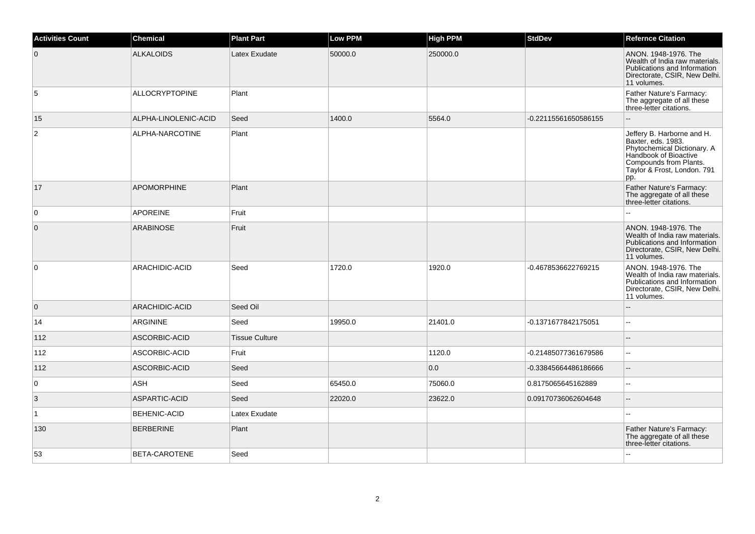| Activities Count | Chemical | Plant Part | Low PPM | High PPM | StdDev | Refernce Citation |
|---|---|---|---|---|---|---|
| 0 | ALKALOIDS | Latex Exudate | 50000.0 | 250000.0 | | ANON. 1948-1976. The Wealth of India raw materials. Publications and Information Directorate, CSIR, New Delhi. 11 volumes. |
| 5 | ALLOCRYPTOPINE | Plant | | | | Father Nature's Farmacy: The aggregate of all these three-letter citations. |
| 15 | ALPHA-LINOLENIC-ACID | Seed | 1400.0 | 5564.0 | -0.22115561650586155 | -- |
| 2 | ALPHA-NARCOTINE | Plant | | | | Jeffery B. Harborne and H. Baxter, eds. 1983. Phytochemical Dictionary. A Handbook of Bioactive Compounds from Plants. Taylor & Frost, London. 791 pp. |
| 17 | APOMORPHINE | Plant | | | | Father Nature's Farmacy: The aggregate of all these three-letter citations. |
| 0 | APOREINE | Fruit | | | | -- |
| 0 | ARABINOSE | Fruit | | | | ANON. 1948-1976. The Wealth of India raw materials. Publications and Information Directorate, CSIR, New Delhi. 11 volumes. |
| 0 | ARACHIDIC-ACID | Seed | 1720.0 | 1920.0 | -0.4678536622769215 | ANON. 1948-1976. The Wealth of India raw materials. Publications and Information Directorate, CSIR, New Delhi. 11 volumes. |
| 0 | ARACHIDIC-ACID | Seed Oil | | | | -- |
| 14 | ARGININE | Seed | 19950.0 | 21401.0 | -0.1371677842175051 | -- |
| 112 | ASCORBIC-ACID | Tissue Culture | | | | -- |
| 112 | ASCORBIC-ACID | Fruit | | 1120.0 | -0.21485077361679586 | -- |
| 112 | ASCORBIC-ACID | Seed | | 0.0 | -0.33845664486186666 | -- |
| 0 | ASH | Seed | 65450.0 | 75060.0 | 0.8175065645162889 | -- |
| 3 | ASPARTIC-ACID | Seed | 22020.0 | 23622.0 | 0.09170736062604648 | -- |
| 1 | BEHENIC-ACID | Latex Exudate | | | | -- |
| 130 | BERBERINE | Plant | | | | Father Nature's Farmacy: The aggregate of all these three-letter citations. |
| 53 | BETA-CAROTENE | Seed | | | | -- |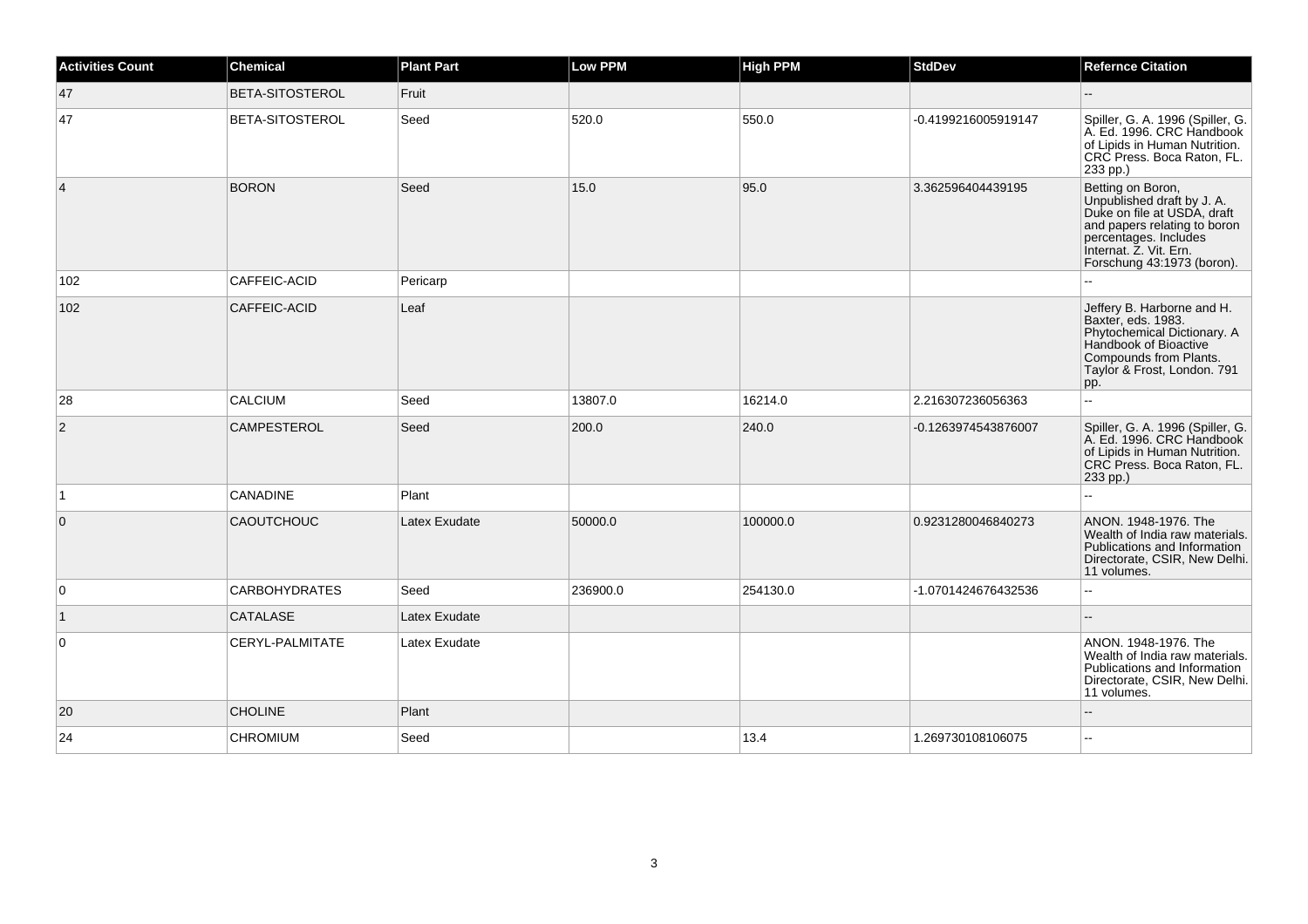| Activities Count | Chemical | Plant Part | Low PPM | High PPM | StdDev | Refernce Citation |
| --- | --- | --- | --- | --- | --- | --- |
| 47 | BETA-SITOSTEROL | Fruit | | | | -- |
| 47 | BETA-SITOSTEROL | Seed | 520.0 | 550.0 | -0.4199216005919147 | Spiller, G. A. 1996 (Spiller, G. A. Ed. 1996. CRC Handbook of Lipids in Human Nutrition. CRC Press. Boca Raton, FL. 233 pp.) |
| 4 | BORON | Seed | 15.0 | 95.0 | 3.362596404439195 | Betting on Boron, Unpublished draft by J. A. Duke on file at USDA, draft and papers relating to boron percentages. Includes Internat. Z. Vit. Ern. Forschung 43:1973 (boron). |
| 102 | CAFFEIC-ACID | Pericarp | | | | -- |
| 102 | CAFFEIC-ACID | Leaf | | | | Jeffery B. Harborne and H. Baxter, eds. 1983. Phytochemical Dictionary. A Handbook of Bioactive Compounds from Plants. Taylor & Frost, London. 791 pp. |
| 28 | CALCIUM | Seed | 13807.0 | 16214.0 | 2.216307236056363 | -- |
| 2 | CAMPESTEROL | Seed | 200.0 | 240.0 | -0.1263974543876007 | Spiller, G. A. 1996 (Spiller, G. A. Ed. 1996. CRC Handbook of Lipids in Human Nutrition. CRC Press. Boca Raton, FL. 233 pp.) |
| 1 | CANADINE | Plant | | | | -- |
| 0 | CAOUTCHOUC | Latex Exudate | 50000.0 | 100000.0 | 0.9231280046840273 | ANON. 1948-1976. The Wealth of India raw materials. Publications and Information Directorate, CSIR, New Delhi. 11 volumes. |
| 0 | CARBOHYDRATES | Seed | 236900.0 | 254130.0 | -1.0701424676432536 | -- |
| 1 | CATALASE | Latex Exudate | | | | -- |
| 0 | CERYL-PALMITATE | Latex Exudate | | | | ANON. 1948-1976. The Wealth of India raw materials. Publications and Information Directorate, CSIR, New Delhi. 11 volumes. |
| 20 | CHOLINE | Plant | | | | -- |
| 24 | CHROMIUM | Seed | | 13.4 | 1.269730108106075 | -- |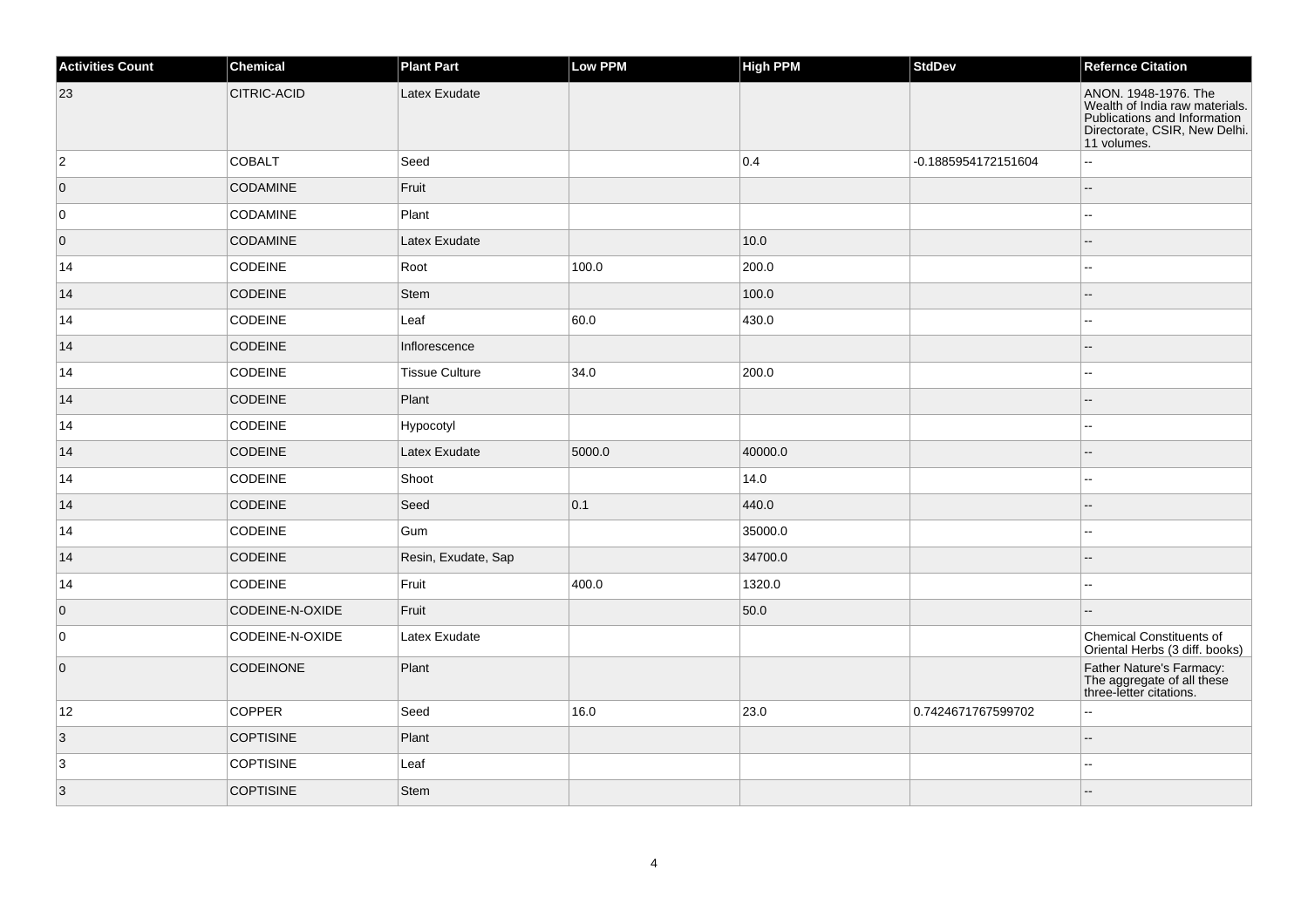| Activities Count | Chemical | Plant Part | Low PPM | High PPM | StdDev | Refernce Citation |
|---|---|---|---|---|---|---|
| 23 | CITRIC-ACID | Latex Exudate | | | | ANON. 1948-1976. The Wealth of India raw materials. Publications and Information Directorate, CSIR, New Delhi. 11 volumes. |
| 2 | COBALT | Seed | | 0.4 | -0.1885954172151604 | -- |
| 0 | CODAMINE | Fruit | | | | -- |
| 0 | CODAMINE | Plant | | | | -- |
| 0 | CODAMINE | Latex Exudate | | 10.0 | | -- |
| 14 | CODEINE | Root | 100.0 | 200.0 | | -- |
| 14 | CODEINE | Stem | | 100.0 | | -- |
| 14 | CODEINE | Leaf | 60.0 | 430.0 | | -- |
| 14 | CODEINE | Inflorescence | | | | -- |
| 14 | CODEINE | Tissue Culture | 34.0 | 200.0 | | -- |
| 14 | CODEINE | Plant | | | | -- |
| 14 | CODEINE | Hypocotyl | | | | -- |
| 14 | CODEINE | Latex Exudate | 5000.0 | 40000.0 | | -- |
| 14 | CODEINE | Shoot | | 14.0 | | -- |
| 14 | CODEINE | Seed | 0.1 | 440.0 | | -- |
| 14 | CODEINE | Gum | | 35000.0 | | -- |
| 14 | CODEINE | Resin, Exudate, Sap | | 34700.0 | | -- |
| 14 | CODEINE | Fruit | 400.0 | 1320.0 | | -- |
| 0 | CODEINE-N-OXIDE | Fruit | | 50.0 | | -- |
| 0 | CODEINE-N-OXIDE | Latex Exudate | | | | Chemical Constituents of Oriental Herbs (3 diff. books) |
| 0 | CODEINONE | Plant | | | | Father Nature's Farmacy: The aggregate of all these three-letter citations. |
| 12 | COPPER | Seed | 16.0 | 23.0 | 0.7424671767599702 | -- |
| 3 | COPTISINE | Plant | | | | -- |
| 3 | COPTISINE | Leaf | | | | -- |
| 3 | COPTISINE | Stem | | | | -- |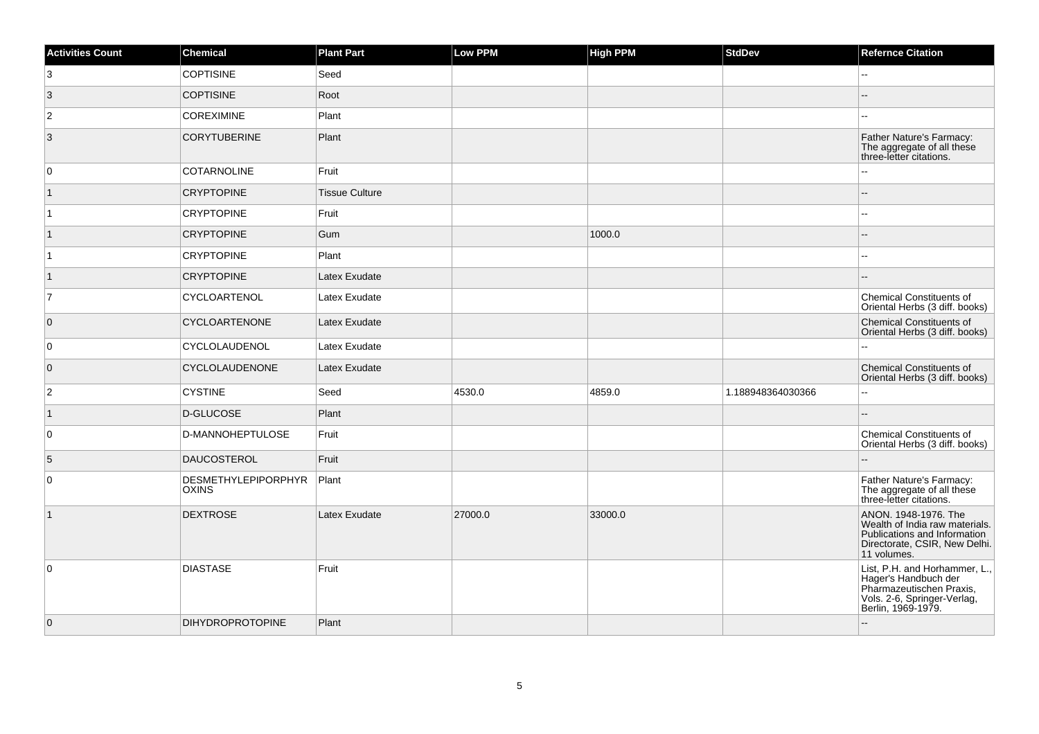| Activities Count | Chemical | Plant Part | Low PPM | High PPM | StdDev | Refernce Citation |
|---|---|---|---|---|---|---|
| 3 | COPTISINE | Seed | | | | -- |
| 3 | COPTISINE | Root | | | | -- |
| 2 | COREXIMINE | Plant | | | | -- |
| 3 | CORYTUBERINE | Plant | | | | Father Nature's Farmacy: The aggregate of all these three-letter citations. |
| 0 | COTARNOLINE | Fruit | | | | -- |
| 1 | CRYPTOPINE | Tissue Culture | | | | -- |
| 1 | CRYPTOPINE | Fruit | | | | -- |
| 1 | CRYPTOPINE | Gum | | 1000.0 | | -- |
| 1 | CRYPTOPINE | Plant | | | | -- |
| 1 | CRYPTOPINE | Latex Exudate | | | | -- |
| 7 | CYCLOARTENOL | Latex Exudate | | | | Chemical Constituents of Oriental Herbs (3 diff. books) |
| 0 | CYCLOARTENONE | Latex Exudate | | | | Chemical Constituents of Oriental Herbs (3 diff. books) |
| 0 | CYCLOLAUDENOL | Latex Exudate | | | | -- |
| 0 | CYCLOLAUDENONE | Latex Exudate | | | | Chemical Constituents of Oriental Herbs (3 diff. books) |
| 2 | CYSTINE | Seed | 4530.0 | 4859.0 | 1.188948364030366 | -- |
| 1 | D-GLUCOSE | Plant | | | | -- |
| 0 | D-MANNOHEPTULOSE | Fruit | | | | Chemical Constituents of Oriental Herbs (3 diff. books) |
| 5 | DAUCOSTEROL | Fruit | | | | -- |
| 0 | DESMETHYLEPIPORPHYROXINS | Plant | | | | Father Nature's Farmacy: The aggregate of all these three-letter citations. |
| 1 | DEXTROSE | Latex Exudate | 27000.0 | 33000.0 | | ANON. 1948-1976. The Wealth of India raw materials. Publications and Information Directorate, CSIR, New Delhi. 11 volumes. |
| 0 | DIASTASE | Fruit | | | | List, P.H. and Horhammer, L., Hager's Handbuch der Pharmazeutischen Praxis, Vols. 2-6, Springer-Verlag, Berlin, 1969-1979. |
| 0 | DIHYDROPROTOPINE | Plant | | | | -- |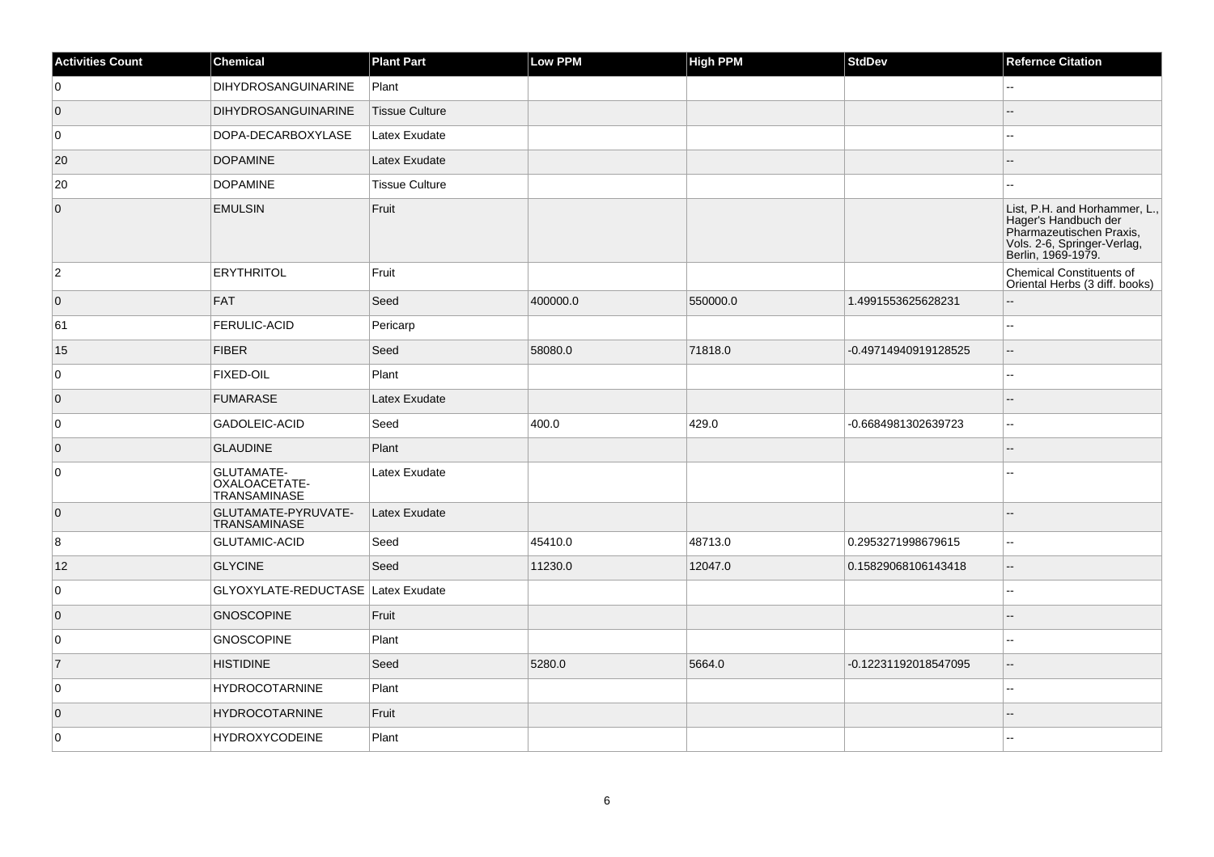| Activities Count | Chemical | Plant Part | Low PPM | High PPM | StdDev | Refernce Citation |
| --- | --- | --- | --- | --- | --- | --- |
| 0 | DIHYDROSANGUINARINE | Plant | | | | -- |
| 0 | DIHYDROSANGUINARINE | Tissue Culture | | | | -- |
| 0 | DOPA-DECARBOXYLASE | Latex Exudate | | | | -- |
| 20 | DOPAMINE | Latex Exudate | | | | -- |
| 20 | DOPAMINE | Tissue Culture | | | | -- |
| 0 | EMULSIN | Fruit | | | | List, P.H. and Horhammer, L., Hager's Handbuch der Pharmazeutischen Praxis, Vols. 2-6, Springer-Verlag, Berlin, 1969-1979. |
| 2 | ERYTHRITOL | Fruit | | | | Chemical Constituents of Oriental Herbs (3 diff. books) |
| 0 | FAT | Seed | 400000.0 | 550000.0 | 1.4991553625628231 | -- |
| 61 | FERULIC-ACID | Pericarp | | | | -- |
| 15 | FIBER | Seed | 58080.0 | 71818.0 | -0.49714940919128525 | -- |
| 0 | FIXED-OIL | Plant | | | | -- |
| 0 | FUMARASE | Latex Exudate | | | | -- |
| 0 | GADOLEIC-ACID | Seed | 400.0 | 429.0 | -0.6684981302639723 | -- |
| 0 | GLAUDINE | Plant | | | | -- |
| 0 | GLUTAMATE-OXALOACETATE-TRANSAMINASE | Latex Exudate | | | | -- |
| 0 | GLUTAMATE-PYRUVATE-TRANSAMINASE | Latex Exudate | | | | -- |
| 8 | GLUTAMIC-ACID | Seed | 45410.0 | 48713.0 | 0.2953271998679615 | -- |
| 12 | GLYCINE | Seed | 11230.0 | 12047.0 | 0.15829068106143418 | -- |
| 0 | GLYOXYLATE-REDUCTASE | Latex Exudate | | | | -- |
| 0 | GNOSCOPINE | Fruit | | | | -- |
| 0 | GNOSCOPINE | Plant | | | | -- |
| 7 | HISTIDINE | Seed | 5280.0 | 5664.0 | -0.12231192018547095 | -- |
| 0 | HYDROCOTARNINE | Plant | | | | -- |
| 0 | HYDROCOTARNINE | Fruit | | | | -- |
| 0 | HYDROXYCODEINE | Plant | | | | -- |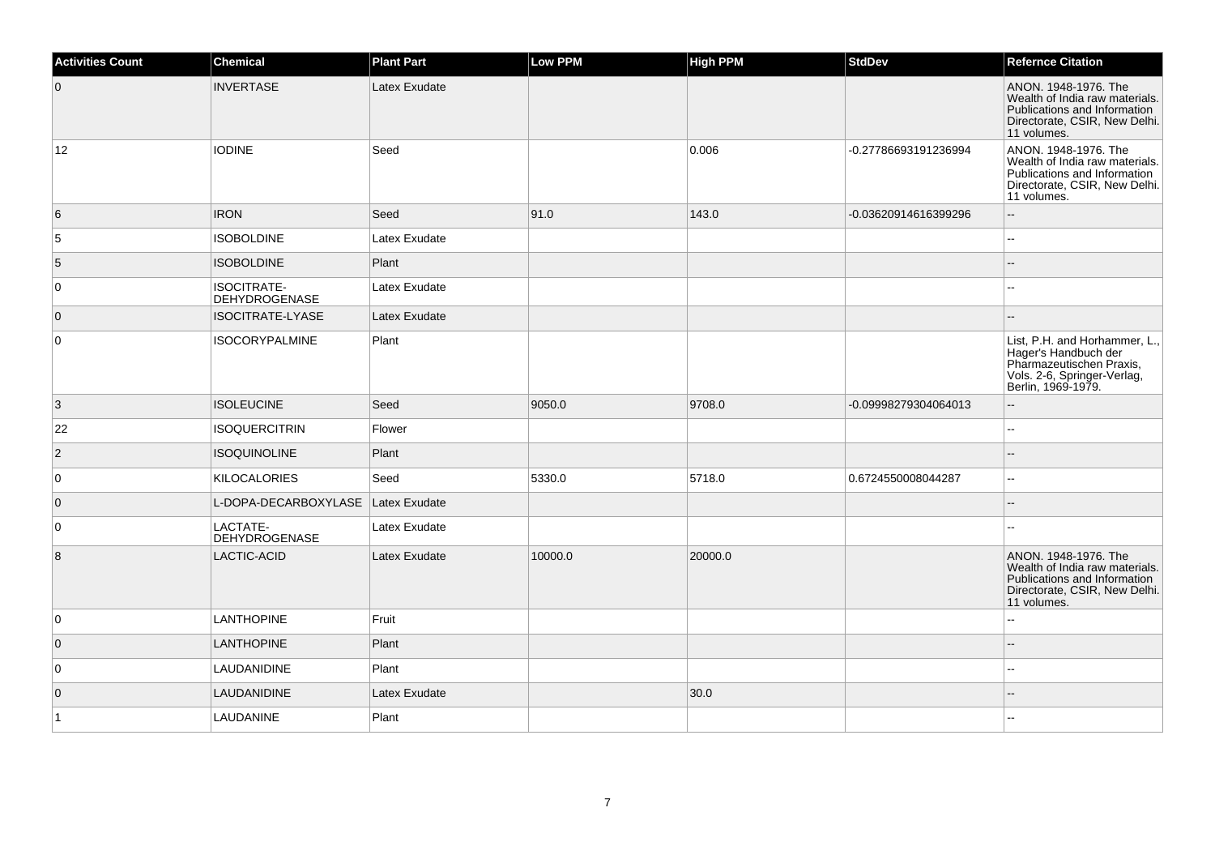| Activities Count | Chemical | Plant Part | Low PPM | High PPM | StdDev | Refernce Citation |
| --- | --- | --- | --- | --- | --- | --- |
| 0 | INVERTASE | Latex Exudate | | | | ANON. 1948-1976. The Wealth of India raw materials. Publications and Information Directorate, CSIR, New Delhi. 11 volumes. |
| 12 | IODINE | Seed | | 0.006 | -0.27786693191236994 | ANON. 1948-1976. The Wealth of India raw materials. Publications and Information Directorate, CSIR, New Delhi. 11 volumes. |
| 6 | IRON | Seed | 91.0 | 143.0 | -0.03620914616399296 | -- |
| 5 | ISOBOLDINE | Latex Exudate | | | | -- |
| 5 | ISOBOLDINE | Plant | | | | -- |
| 0 | ISOCITRATE-DEHYDROGENASE | Latex Exudate | | | | -- |
| 0 | ISOCITRATE-LYASE | Latex Exudate | | | | -- |
| 0 | ISOCORYPALMINE | Plant | | | | List, P.H. and Horhammer, L., Hager's Handbuch der Pharmazeutischen Praxis, Vols. 2-6, Springer-Verlag, Berlin, 1969-1979. |
| 3 | ISOLEUCINE | Seed | 9050.0 | 9708.0 | -0.09998279304064013 | -- |
| 22 | ISOQUERCITRIN | Flower | | | | -- |
| 2 | ISOQUINOLINE | Plant | | | | -- |
| 0 | KILOCALORIES | Seed | 5330.0 | 5718.0 | 0.6724550008044287 | -- |
| 0 | L-DOPA-DECARBOXYLASE | Latex Exudate | | | | -- |
| 0 | LACTATE-DEHYDROGENASE | Latex Exudate | | | | -- |
| 8 | LACTIC-ACID | Latex Exudate | 10000.0 | 20000.0 | | ANON. 1948-1976. The Wealth of India raw materials. Publications and Information Directorate, CSIR, New Delhi. 11 volumes. |
| 0 | LANTHOPINE | Fruit | | | | -- |
| 0 | LANTHOPINE | Plant | | | | -- |
| 0 | LAUDANIDINE | Plant | | | | -- |
| 0 | LAUDANIDINE | Latex Exudate | | 30.0 | | -- |
| 1 | LAUDANINE | Plant | | | | -- |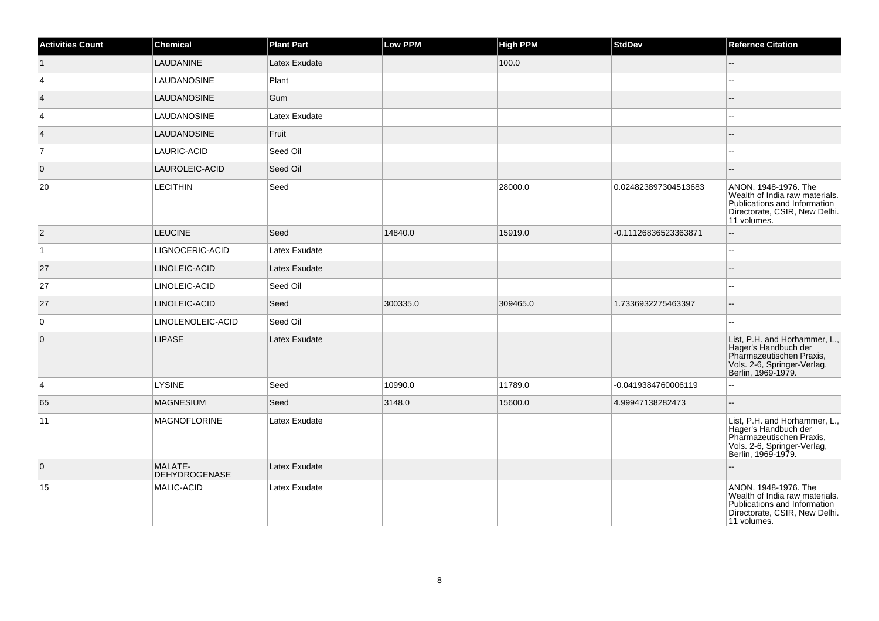| Activities Count | Chemical | Plant Part | Low PPM | High PPM | StdDev | Refernce Citation |
|---|---|---|---|---|---|---|
| 1 | LAUDANINE | Latex Exudate | | 100.0 | | -- |
| 4 | LAUDANOSINE | Plant | | | | -- |
| 4 | LAUDANOSINE | Gum | | | | -- |
| 4 | LAUDANOSINE | Latex Exudate | | | | -- |
| 4 | LAUDANOSINE | Fruit | | | | -- |
| 7 | LAURIC-ACID | Seed Oil | | | | -- |
| 0 | LAUROLEIC-ACID | Seed Oil | | | | -- |
| 20 | LECITHIN | Seed | | 28000.0 | 0.024823897304513683 | ANON. 1948-1976. The Wealth of India raw materials. Publications and Information Directorate, CSIR, New Delhi. 11 volumes. |
| 2 | LEUCINE | Seed | 14840.0 | 15919.0 | -0.11126836523363871 | -- |
| 1 | LIGNOCERIC-ACID | Latex Exudate | | | | -- |
| 27 | LINOLEIC-ACID | Latex Exudate | | | | -- |
| 27 | LINOLEIC-ACID | Seed Oil | | | | -- |
| 27 | LINOLEIC-ACID | Seed | 300335.0 | 309465.0 | 1.7336932275463397 | -- |
| 0 | LINOLENOLEIC-ACID | Seed Oil | | | | -- |
| 0 | LIPASE | Latex Exudate | | | | List, P.H. and Horhammer, L., Hager's Handbuch der Pharmazeutischen Praxis, Vols. 2-6, Springer-Verlag, Berlin, 1969-1979. |
| 4 | LYSINE | Seed | 10990.0 | 11789.0 | -0.0419384760006119 | -- |
| 65 | MAGNESIUM | Seed | 3148.0 | 15600.0 | 4.99947138282473 | -- |
| 11 | MAGNOFLORINE | Latex Exudate | | | | List, P.H. and Horhammer, L., Hager's Handbuch der Pharmazeutischen Praxis, Vols. 2-6, Springer-Verlag, Berlin, 1969-1979. |
| 0 | MALATE-DEHYDROGENASE | Latex Exudate | | | | -- |
| 15 | MALIC-ACID | Latex Exudate | | | | ANON. 1948-1976. The Wealth of India raw materials. Publications and Information Directorate, CSIR, New Delhi. 11 volumes. |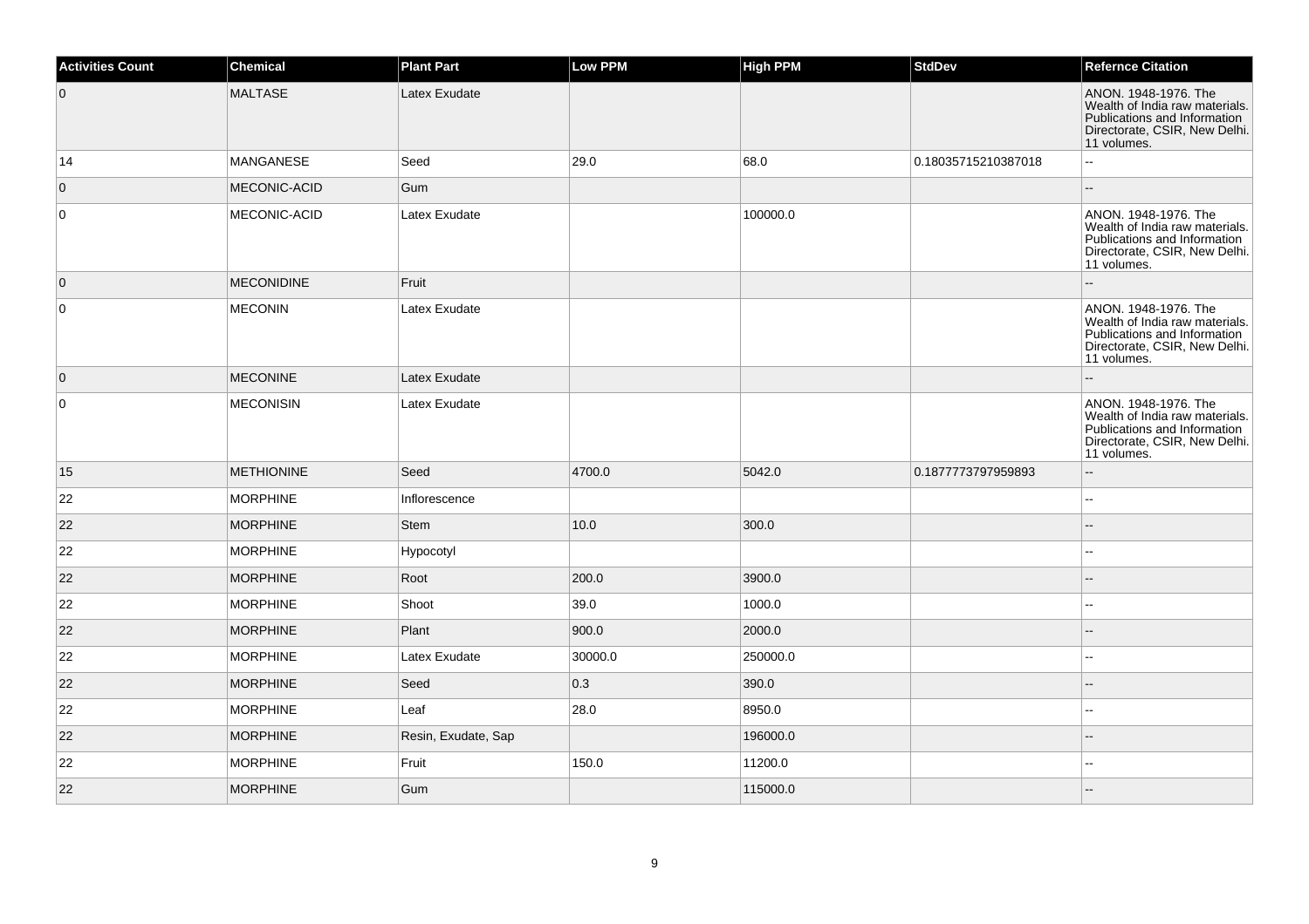| Activities Count | Chemical | Plant Part | Low PPM | High PPM | StdDev | Refernce Citation |
|---|---|---|---|---|---|---|
| 0 | MALTASE | Latex Exudate | | | | ANON. 1948-1976. The Wealth of India raw materials. Publications and Information Directorate, CSIR, New Delhi. 11 volumes. |
| 14 | MANGANESE | Seed | 29.0 | 68.0 | 0.18035715210387018 | -- |
| 0 | MECONIC-ACID | Gum | | | | -- |
| 0 | MECONIC-ACID | Latex Exudate | | 100000.0 | | ANON. 1948-1976. The Wealth of India raw materials. Publications and Information Directorate, CSIR, New Delhi. 11 volumes. |
| 0 | MECONIDINE | Fruit | | | | -- |
| 0 | MECONIN | Latex Exudate | | | | ANON. 1948-1976. The Wealth of India raw materials. Publications and Information Directorate, CSIR, New Delhi. 11 volumes. |
| 0 | MECONINE | Latex Exudate | | | | -- |
| 0 | MECONISIN | Latex Exudate | | | | ANON. 1948-1976. The Wealth of India raw materials. Publications and Information Directorate, CSIR, New Delhi. 11 volumes. |
| 15 | METHIONINE | Seed | 4700.0 | 5042.0 | 0.1877773797959893 | -- |
| 22 | MORPHINE | Inflorescence | | | | -- |
| 22 | MORPHINE | Stem | 10.0 | 300.0 | | -- |
| 22 | MORPHINE | Hypocotyl | | | | -- |
| 22 | MORPHINE | Root | 200.0 | 3900.0 | | -- |
| 22 | MORPHINE | Shoot | 39.0 | 1000.0 | | -- |
| 22 | MORPHINE | Plant | 900.0 | 2000.0 | | -- |
| 22 | MORPHINE | Latex Exudate | 30000.0 | 250000.0 | | -- |
| 22 | MORPHINE | Seed | 0.3 | 390.0 | | -- |
| 22 | MORPHINE | Leaf | 28.0 | 8950.0 | | -- |
| 22 | MORPHINE | Resin, Exudate, Sap | | 196000.0 | | -- |
| 22 | MORPHINE | Fruit | 150.0 | 11200.0 | | -- |
| 22 | MORPHINE | Gum | | 115000.0 | | -- |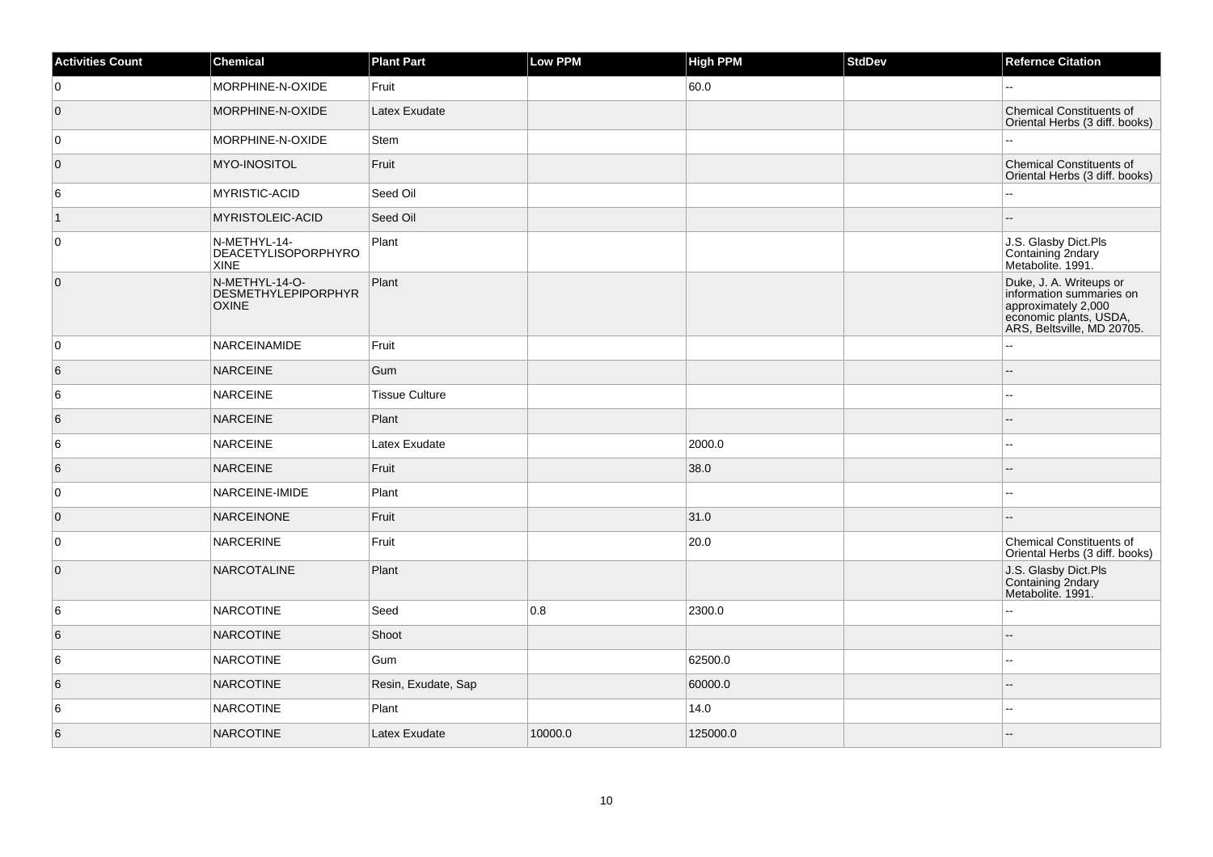| Activities Count | Chemical | Plant Part | Low PPM | High PPM | StdDev | Refernce Citation |
|---|---|---|---|---|---|---|
| 0 | MORPHINE-N-OXIDE | Fruit | | 60.0 | | -- |
| 0 | MORPHINE-N-OXIDE | Latex Exudate | | | | Chemical Constituents of Oriental Herbs (3 diff. books) |
| 0 | MORPHINE-N-OXIDE | Stem | | | | -- |
| 0 | MYO-INOSITOL | Fruit | | | | Chemical Constituents of Oriental Herbs (3 diff. books) |
| 6 | MYRISTIC-ACID | Seed Oil | | | | -- |
| 1 | MYRISTOLEIC-ACID | Seed Oil | | | | -- |
| 0 | N-METHYL-14-DEACETYLISOPORPHYROXINE | Plant | | | | J.S. Glasby Dict.Pls Containing 2ndary Metabolite. 1991. |
| 0 | N-METHYL-14-O-DESMETHYLEPIPORPHYROXINE | Plant | | | | Duke, J. A. Writeups or information summaries on approximately 2,000 economic plants, USDA, ARS, Beltsville, MD 20705. |
| 0 | NARCEINAMIDE | Fruit | | | | -- |
| 6 | NARCEINE | Gum | | | | -- |
| 6 | NARCEINE | Tissue Culture | | | | -- |
| 6 | NARCEINE | Plant | | | | -- |
| 6 | NARCEINE | Latex Exudate | | 2000.0 | | -- |
| 6 | NARCEINE | Fruit | | 38.0 | | -- |
| 0 | NARCEINE-IMIDE | Plant | | | | -- |
| 0 | NARCEINONE | Fruit | | 31.0 | | -- |
| 0 | NARCERINE | Fruit | | 20.0 | | Chemical Constituents of Oriental Herbs (3 diff. books) |
| 0 | NARCOTALINE | Plant | | | | J.S. Glasby Dict.Pls Containing 2ndary Metabolite. 1991. |
| 6 | NARCOTINE | Seed | 0.8 | 2300.0 | | -- |
| 6 | NARCOTINE | Shoot | | | | -- |
| 6 | NARCOTINE | Gum | | 62500.0 | | -- |
| 6 | NARCOTINE | Resin, Exudate, Sap | | 60000.0 | | -- |
| 6 | NARCOTINE | Plant | | 14.0 | | -- |
| 6 | NARCOTINE | Latex Exudate | 10000.0 | 125000.0 | | -- |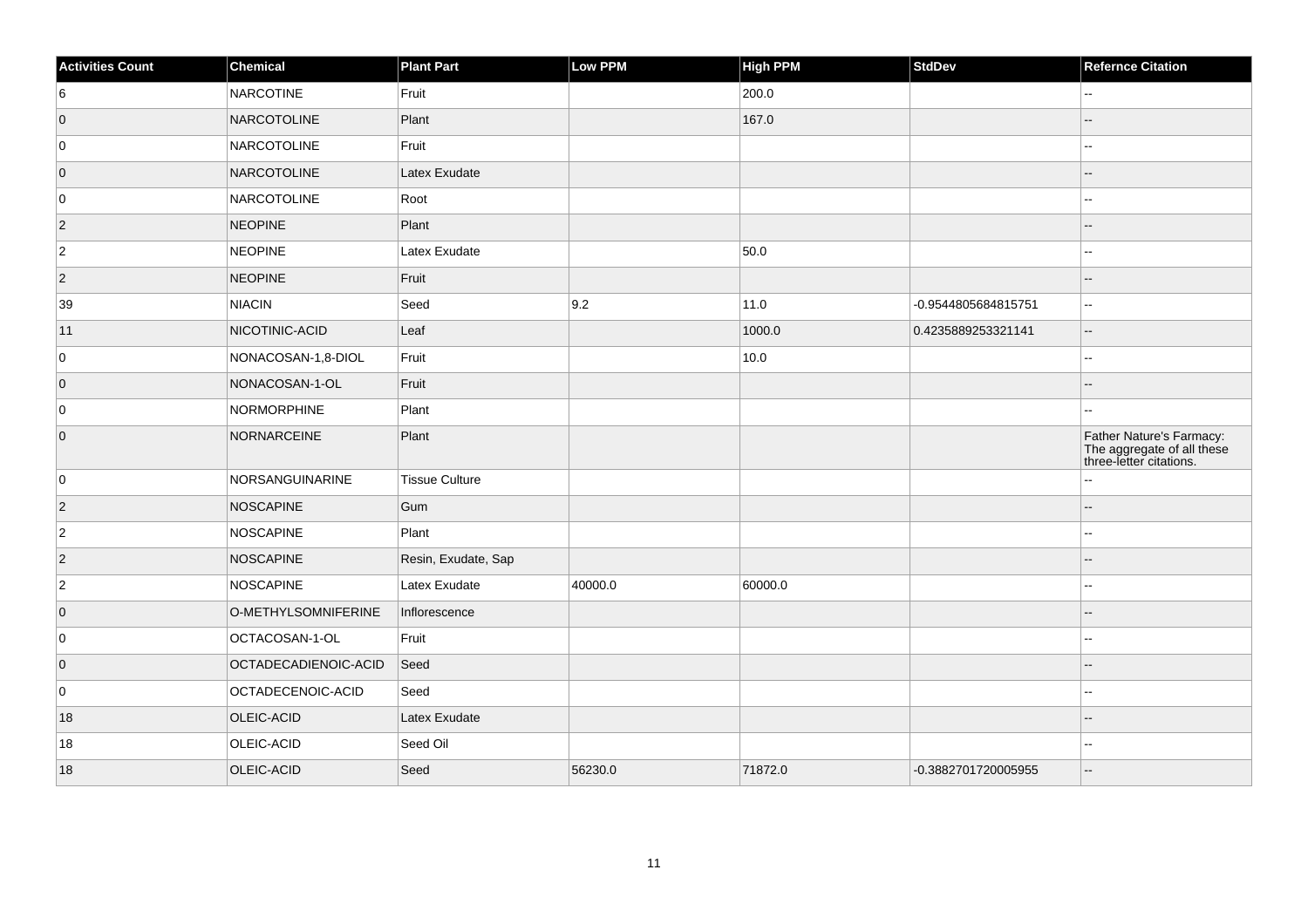| Activities Count | Chemical | Plant Part | Low PPM | High PPM | StdDev | Refernce Citation |
| --- | --- | --- | --- | --- | --- | --- |
| 6 | NARCOTINE | Fruit | | 200.0 | | -- |
| 0 | NARCOTOLINE | Plant | | 167.0 | | -- |
| 0 | NARCOTOLINE | Fruit | | | | -- |
| 0 | NARCOTOLINE | Latex Exudate | | | | -- |
| 0 | NARCOTOLINE | Root | | | | -- |
| 2 | NEOPINE | Plant | | | | -- |
| 2 | NEOPINE | Latex Exudate | | 50.0 | | -- |
| 2 | NEOPINE | Fruit | | | | -- |
| 39 | NIACIN | Seed | 9.2 | 11.0 | -0.9544805684815751 | -- |
| 11 | NICOTINIC-ACID | Leaf | | 1000.0 | 0.4235889253321141 | -- |
| 0 | NONACOSAN-1,8-DIOL | Fruit | | 10.0 | | -- |
| 0 | NONACOSAN-1-OL | Fruit | | | | -- |
| 0 | NORMORPHINE | Plant | | | | -- |
| 0 | NORNARCEINE | Plant | | | | Father Nature's Farmacy: The aggregate of all these three-letter citations. |
| 0 | NORSANGUINARINE | Tissue Culture | | | | -- |
| 2 | NOSCAPINE | Gum | | | | -- |
| 2 | NOSCAPINE | Plant | | | | -- |
| 2 | NOSCAPINE | Resin, Exudate, Sap | | | | -- |
| 2 | NOSCAPINE | Latex Exudate | 40000.0 | 60000.0 | | -- |
| 0 | O-METHYLSOMNIFERINE | Inflorescence | | | | -- |
| 0 | OCTACOSAN-1-OL | Fruit | | | | -- |
| 0 | OCTADECADIENOIC-ACID | Seed | | | | -- |
| 0 | OCTADECENOIC-ACID | Seed | | | | -- |
| 18 | OLEIC-ACID | Latex Exudate | | | | -- |
| 18 | OLEIC-ACID | Seed Oil | | | | -- |
| 18 | OLEIC-ACID | Seed | 56230.0 | 71872.0 | -0.3882701720005955 | -- |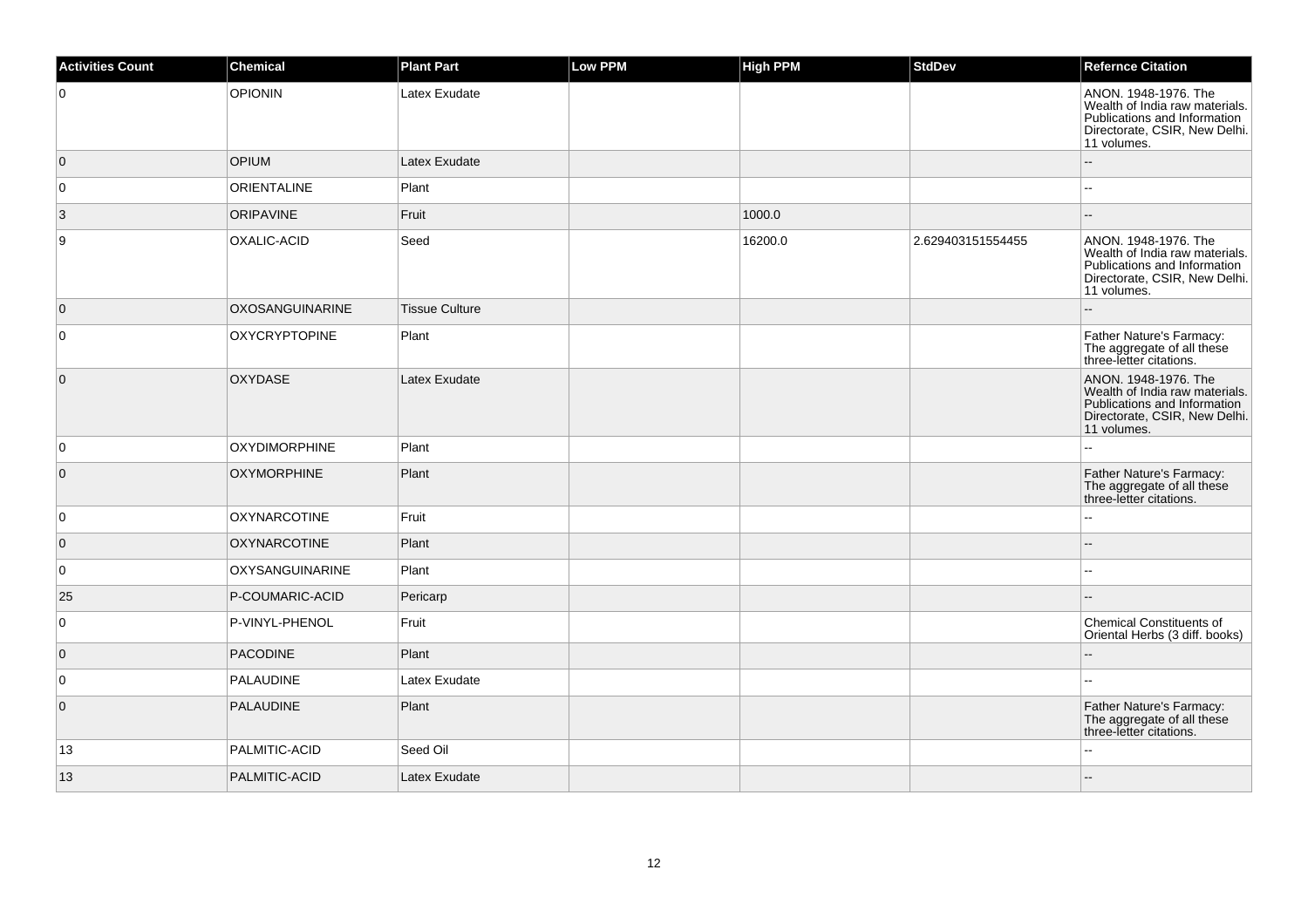| Activities Count | Chemical | Plant Part | Low PPM | High PPM | StdDev | Refernce Citation |
| --- | --- | --- | --- | --- | --- | --- |
| 0 | OPIONIN | Latex Exudate | | | | ANON. 1948-1976. The Wealth of India raw materials. Publications and Information Directorate, CSIR, New Delhi. 11 volumes. |
| 0 | OPIUM | Latex Exudate | | | | -- |
| 0 | ORIENTALINE | Plant | | | | -- |
| 3 | ORIPAVINE | Fruit | | 1000.0 | | -- |
| 9 | OXALIC-ACID | Seed | | 16200.0 | 2.629403151554455 | ANON. 1948-1976. The Wealth of India raw materials. Publications and Information Directorate, CSIR, New Delhi. 11 volumes. |
| 0 | OXOSANGUINARINE | Tissue Culture | | | | -- |
| 0 | OXYCRYPTOPINE | Plant | | | | Father Nature's Farmacy: The aggregate of all these three-letter citations. |
| 0 | OXYDASE | Latex Exudate | | | | ANON. 1948-1976. The Wealth of India raw materials. Publications and Information Directorate, CSIR, New Delhi. 11 volumes. |
| 0 | OXYDIMORPHINE | Plant | | | | -- |
| 0 | OXYMORPHINE | Plant | | | | Father Nature's Farmacy: The aggregate of all these three-letter citations. |
| 0 | OXYNARCOTINE | Fruit | | | | -- |
| 0 | OXYNARCOTINE | Plant | | | | -- |
| 0 | OXYSANGUINARINE | Plant | | | | -- |
| 25 | P-COUMARIC-ACID | Pericarp | | | | -- |
| 0 | P-VINYL-PHENOL | Fruit | | | | Chemical Constituents of Oriental Herbs (3 diff. books) |
| 0 | PACODINE | Plant | | | | -- |
| 0 | PALAUDINE | Latex Exudate | | | | -- |
| 0 | PALAUDINE | Plant | | | | Father Nature's Farmacy: The aggregate of all these three-letter citations. |
| 13 | PALMITIC-ACID | Seed Oil | | | | -- |
| 13 | PALMITIC-ACID | Latex Exudate | | | | -- |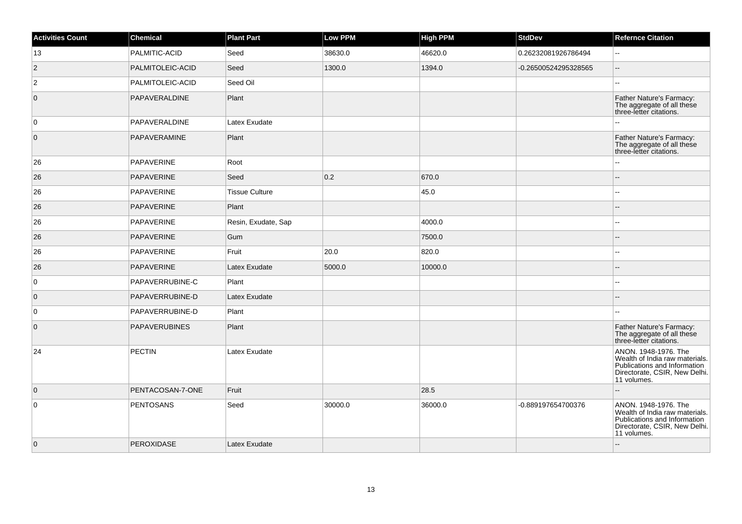| Activities Count | Chemical | Plant Part | Low PPM | High PPM | StdDev | Refernce Citation |
| --- | --- | --- | --- | --- | --- | --- |
| 13 | PALMITIC-ACID | Seed | 38630.0 | 46620.0 | 0.26232081926786494 | -- |
| 2 | PALMITOLEIC-ACID | Seed | 1300.0 | 1394.0 | -0.26500524295328565 | -- |
| 2 | PALMITOLEIC-ACID | Seed Oil | | | | -- |
| 0 | PAPAVERALDINE | Plant | | | | Father Nature's Farmacy: The aggregate of all these three-letter citations. |
| 0 | PAPAVERALDINE | Latex Exudate | | | | -- |
| 0 | PAPAVERAMINE | Plant | | | | Father Nature's Farmacy: The aggregate of all these three-letter citations. |
| 26 | PAPAVERINE | Root | | | | -- |
| 26 | PAPAVERINE | Seed | 0.2 | 670.0 | | -- |
| 26 | PAPAVERINE | Tissue Culture | | 45.0 | | -- |
| 26 | PAPAVERINE | Plant | | | | -- |
| 26 | PAPAVERINE | Resin, Exudate, Sap | | 4000.0 | | -- |
| 26 | PAPAVERINE | Gum | | 7500.0 | | -- |
| 26 | PAPAVERINE | Fruit | 20.0 | 820.0 | | -- |
| 26 | PAPAVERINE | Latex Exudate | 5000.0 | 10000.0 | | -- |
| 0 | PAPAVERRUBINE-C | Plant | | | | -- |
| 0 | PAPAVERRUBINE-D | Latex Exudate | | | | -- |
| 0 | PAPAVERRUBINE-D | Plant | | | | -- |
| 0 | PAPAVERUBINES | Plant | | | | Father Nature's Farmacy: The aggregate of all these three-letter citations. |
| 24 | PECTIN | Latex Exudate | | | | ANON. 1948-1976. The Wealth of India raw materials. Publications and Information Directorate, CSIR, New Delhi. 11 volumes. |
| 0 | PENTACOSAN-7-ONE | Fruit | | 28.5 | | -- |
| 0 | PENTOSANS | Seed | 30000.0 | 36000.0 | -0.889197654700376 | ANON. 1948-1976. The Wealth of India raw materials. Publications and Information Directorate, CSIR, New Delhi. 11 volumes. |
| 0 | PEROXIDASE | Latex Exudate | | | | -- |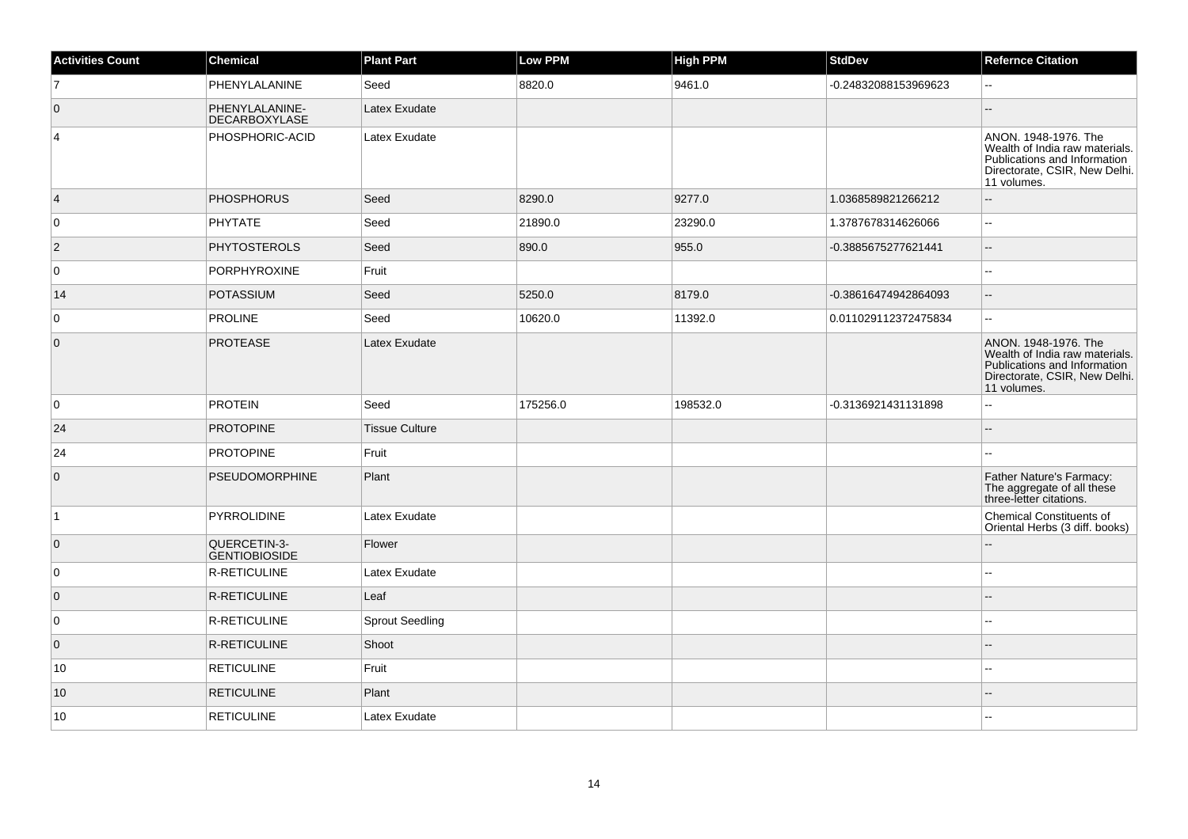| Activities Count | Chemical | Plant Part | Low PPM | High PPM | StdDev | Refernce Citation |
|---|---|---|---|---|---|---|
| 7 | PHENYLALANINE | Seed | 8820.0 | 9461.0 | -0.24832088153969623 | -- |
| 0 | PHENYLALANINE-DECARBOXYLASE | Latex Exudate | | | | -- |
| 4 | PHOSPHORIC-ACID | Latex Exudate | | | | ANON. 1948-1976. The Wealth of India raw materials. Publications and Information Directorate, CSIR, New Delhi. 11 volumes. |
| 4 | PHOSPHORUS | Seed | 8290.0 | 9277.0 | 1.0368589821266212 | -- |
| 0 | PHYTATE | Seed | 21890.0 | 23290.0 | 1.3787678314626066 | -- |
| 2 | PHYTOSTEROLS | Seed | 890.0 | 955.0 | -0.3885675277621441 | -- |
| 0 | PORPHYROXINE | Fruit | | | | -- |
| 14 | POTASSIUM | Seed | 5250.0 | 8179.0 | -0.38616474942864093 | -- |
| 0 | PROLINE | Seed | 10620.0 | 11392.0 | 0.011029112372475834 | -- |
| 0 | PROTEASE | Latex Exudate | | | | ANON. 1948-1976. The Wealth of India raw materials. Publications and Information Directorate, CSIR, New Delhi. 11 volumes. |
| 0 | PROTEIN | Seed | 175256.0 | 198532.0 | -0.3136921431131898 | -- |
| 24 | PROTOPINE | Tissue Culture | | | | -- |
| 24 | PROTOPINE | Fruit | | | | -- |
| 0 | PSEUDOMORPHINE | Plant | | | | Father Nature's Farmacy: The aggregate of all these three-letter citations. |
| 1 | PYRROLIDINE | Latex Exudate | | | | Chemical Constituents of Oriental Herbs (3 diff. books) |
| 0 | QUERCETIN-3-GENTIOBIOSIDE | Flower | | | | -- |
| 0 | R-RETICULINE | Latex Exudate | | | | -- |
| 0 | R-RETICULINE | Leaf | | | | -- |
| 0 | R-RETICULINE | Sprout Seedling | | | | -- |
| 0 | R-RETICULINE | Shoot | | | | -- |
| 10 | RETICULINE | Fruit | | | | -- |
| 10 | RETICULINE | Plant | | | | -- |
| 10 | RETICULINE | Latex Exudate | | | | -- |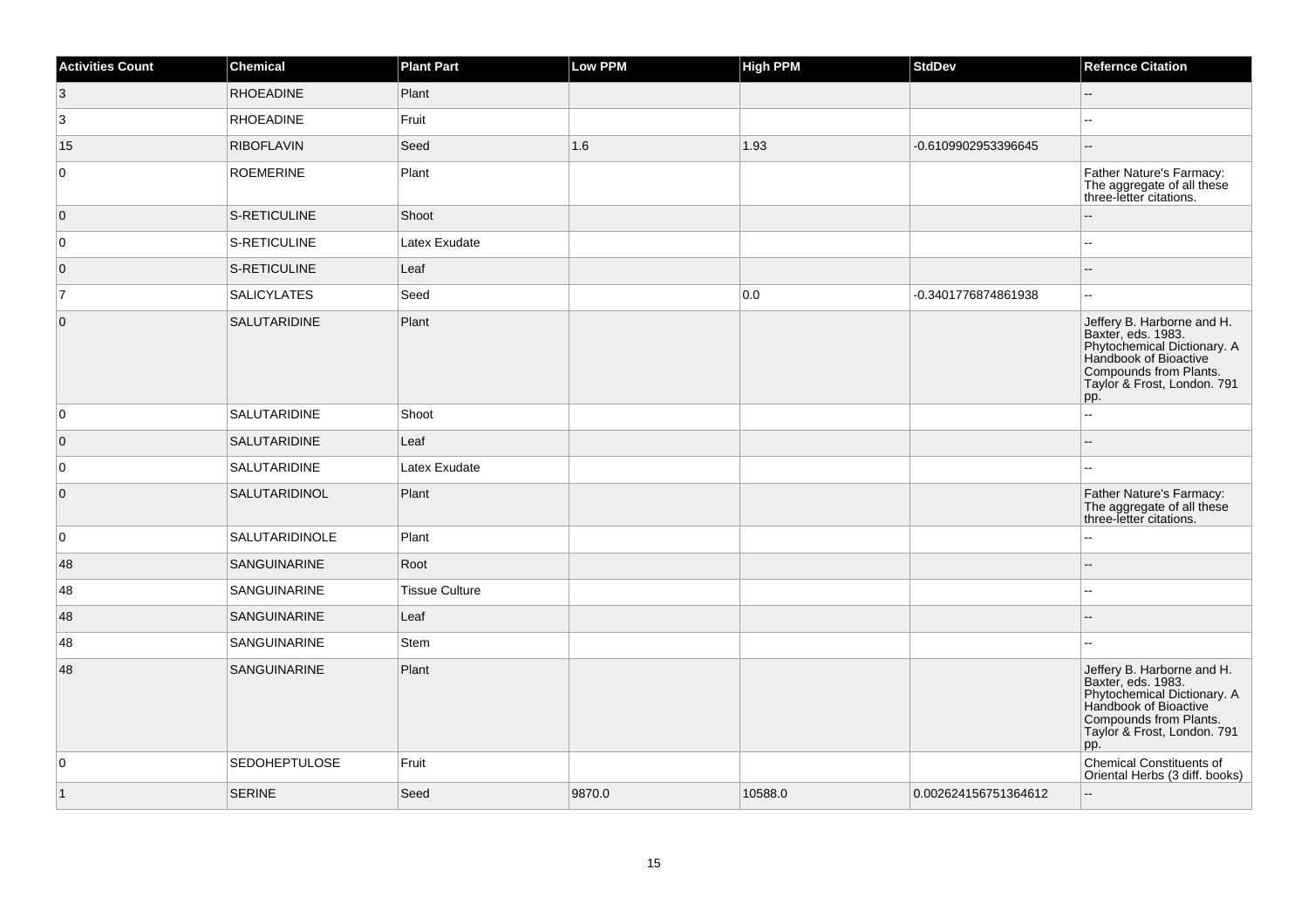| Activities Count | Chemical | Plant Part | Low PPM | High PPM | StdDev | Refernce Citation |
| --- | --- | --- | --- | --- | --- | --- |
| 3 | RHOEADINE | Plant | | | | -- |
| 3 | RHOEADINE | Fruit | | | | -- |
| 15 | RIBOFLAVIN | Seed | 1.6 | 1.93 | -0.6109902953396645 | -- |
| 0 | ROEMERINE | Plant | | | | Father Nature's Farmacy: The aggregate of all these three-letter citations. |
| 0 | S-RETICULINE | Shoot | | | | -- |
| 0 | S-RETICULINE | Latex Exudate | | | | -- |
| 0 | S-RETICULINE | Leaf | | | | -- |
| 7 | SALICYLATES | Seed | | 0.0 | -0.3401776874861938 | -- |
| 0 | SALUTARIDINE | Plant | | | | Jeffery B. Harborne and H. Baxter, eds. 1983. Phytochemical Dictionary. A Handbook of Bioactive Compounds from Plants. Taylor & Frost, London. 791 pp. |
| 0 | SALUTARIDINE | Shoot | | | | -- |
| 0 | SALUTARIDINE | Leaf | | | | -- |
| 0 | SALUTARIDINE | Latex Exudate | | | | -- |
| 0 | SALUTARIDINOL | Plant | | | | Father Nature's Farmacy: The aggregate of all these three-letter citations. |
| 0 | SALUTARIDINOLE | Plant | | | | -- |
| 48 | SANGUINARINE | Root | | | | -- |
| 48 | SANGUINARINE | Tissue Culture | | | | -- |
| 48 | SANGUINARINE | Leaf | | | | -- |
| 48 | SANGUINARINE | Stem | | | | -- |
| 48 | SANGUINARINE | Plant | | | | Jeffery B. Harborne and H. Baxter, eds. 1983. Phytochemical Dictionary. A Handbook of Bioactive Compounds from Plants. Taylor & Frost, London. 791 pp. |
| 0 | SEDOHEPTULOSE | Fruit | | | | Chemical Constituents of Oriental Herbs (3 diff. books) |
| 1 | SERINE | Seed | 9870.0 | 10588.0 | 0.002624156751364612 | -- |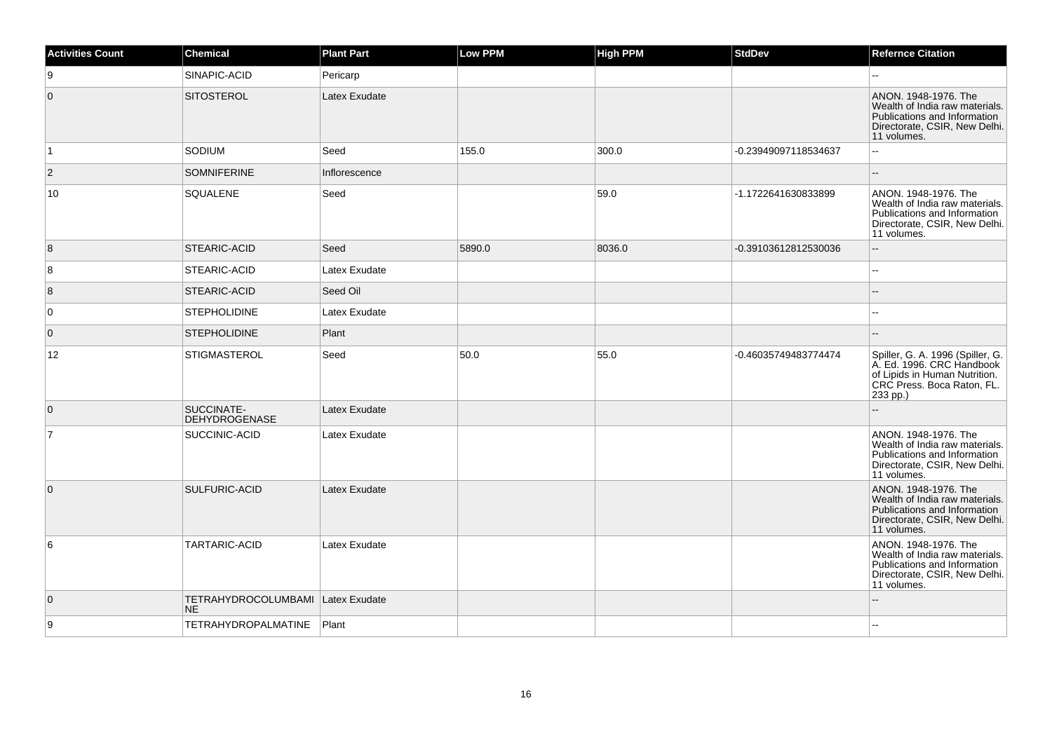| Activities Count | Chemical | Plant Part | Low PPM | High PPM | StdDev | Refernce Citation |
| --- | --- | --- | --- | --- | --- | --- |
| 9 | SINAPIC-ACID | Pericarp | | | | -- |
| 0 | SITOSTEROL | Latex Exudate | | | | ANON. 1948-1976. The Wealth of India raw materials. Publications and Information Directorate, CSIR, New Delhi. 11 volumes. |
| 1 | SODIUM | Seed | 155.0 | 300.0 | -0.23949097118534637 | -- |
| 2 | SOMNIFERINE | Inflorescence | | | | -- |
| 10 | SQUALENE | Seed | | 59.0 | -1.1722641630833899 | ANON. 1948-1976. The Wealth of India raw materials. Publications and Information Directorate, CSIR, New Delhi. 11 volumes. |
| 8 | STEARIC-ACID | Seed | 5890.0 | 8036.0 | -0.39103612812530036 | -- |
| 8 | STEARIC-ACID | Latex Exudate | | | | -- |
| 8 | STEARIC-ACID | Seed Oil | | | | -- |
| 0 | STEPHOLIDINE | Latex Exudate | | | | -- |
| 0 | STEPHOLIDINE | Plant | | | | -- |
| 12 | STIGMASTEROL | Seed | 50.0 | 55.0 | -0.46035749483774474 | Spiller, G. A. 1996 (Spiller, G. A. Ed. 1996. CRC Handbook of Lipids in Human Nutrition. CRC Press. Boca Raton, FL. 233 pp.) |
| 0 | SUCCINATE-DEHYDROGENASE | Latex Exudate | | | | -- |
| 7 | SUCCINIC-ACID | Latex Exudate | | | | ANON. 1948-1976. The Wealth of India raw materials. Publications and Information Directorate, CSIR, New Delhi. 11 volumes. |
| 0 | SULFURIC-ACID | Latex Exudate | | | | ANON. 1948-1976. The Wealth of India raw materials. Publications and Information Directorate, CSIR, New Delhi. 11 volumes. |
| 6 | TARTARIC-ACID | Latex Exudate | | | | ANON. 1948-1976. The Wealth of India raw materials. Publications and Information Directorate, CSIR, New Delhi. 11 volumes. |
| 0 | TETRAHYDROCOLUMBAMINE | Latex Exudate | | | | -- |
| 9 | TETRAHYDROPALMATINE | Plant | | | | -- |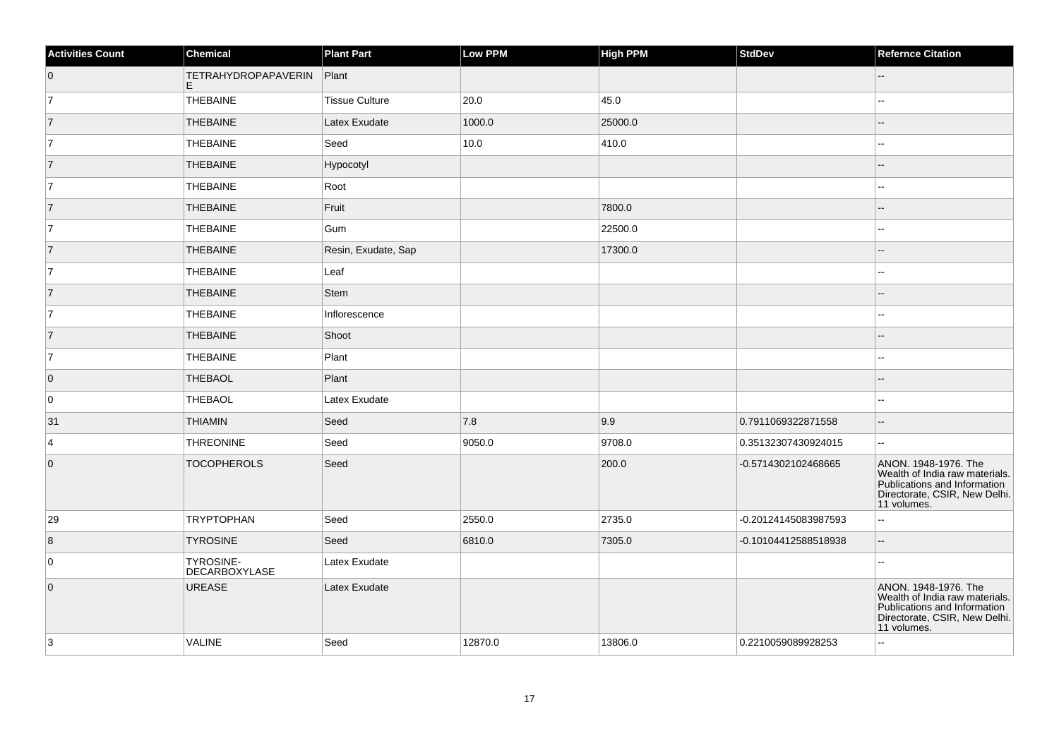| Activities Count | Chemical | Plant Part | Low PPM | High PPM | StdDev | Refernce Citation |
| --- | --- | --- | --- | --- | --- | --- |
| 0 | TETRAHYDROPAPAVERINE | Plant | | | | -- |
| 7 | THEBAINE | Tissue Culture | 20.0 | 45.0 | | -- |
| 7 | THEBAINE | Latex Exudate | 1000.0 | 25000.0 | | -- |
| 7 | THEBAINE | Seed | 10.0 | 410.0 | | -- |
| 7 | THEBAINE | Hypocotyl | | | | -- |
| 7 | THEBAINE | Root | | | | -- |
| 7 | THEBAINE | Fruit | | 7800.0 | | -- |
| 7 | THEBAINE | Gum | | 22500.0 | | -- |
| 7 | THEBAINE | Resin, Exudate, Sap | | 17300.0 | | -- |
| 7 | THEBAINE | Leaf | | | | -- |
| 7 | THEBAINE | Stem | | | | -- |
| 7 | THEBAINE | Inflorescence | | | | -- |
| 7 | THEBAINE | Shoot | | | | -- |
| 7 | THEBAINE | Plant | | | | -- |
| 0 | THEBAOL | Plant | | | | -- |
| 0 | THEBAOL | Latex Exudate | | | | -- |
| 31 | THIAMIN | Seed | 7.8 | 9.9 | 0.7911069322871558 | -- |
| 4 | THREONINE | Seed | 9050.0 | 9708.0 | 0.35132307430924015 | -- |
| 0 | TOCOPHEROLS | Seed | | 200.0 | -0.5714302102468665 | ANON. 1948-1976. The Wealth of India raw materials. Publications and Information Directorate, CSIR, New Delhi. 11 volumes. |
| 29 | TRYPTOPHAN | Seed | 2550.0 | 2735.0 | -0.20124145083987593 | -- |
| 8 | TYROSINE | Seed | 6810.0 | 7305.0 | -0.10104412588518938 | -- |
| 0 | TYROSINE-DECARBOXYLASE | Latex Exudate | | | | -- |
| 0 | UREASE | Latex Exudate | | | | ANON. 1948-1976. The Wealth of India raw materials. Publications and Information Directorate, CSIR, New Delhi. 11 volumes. |
| 3 | VALINE | Seed | 12870.0 | 13806.0 | 0.2210059089928253 | -- |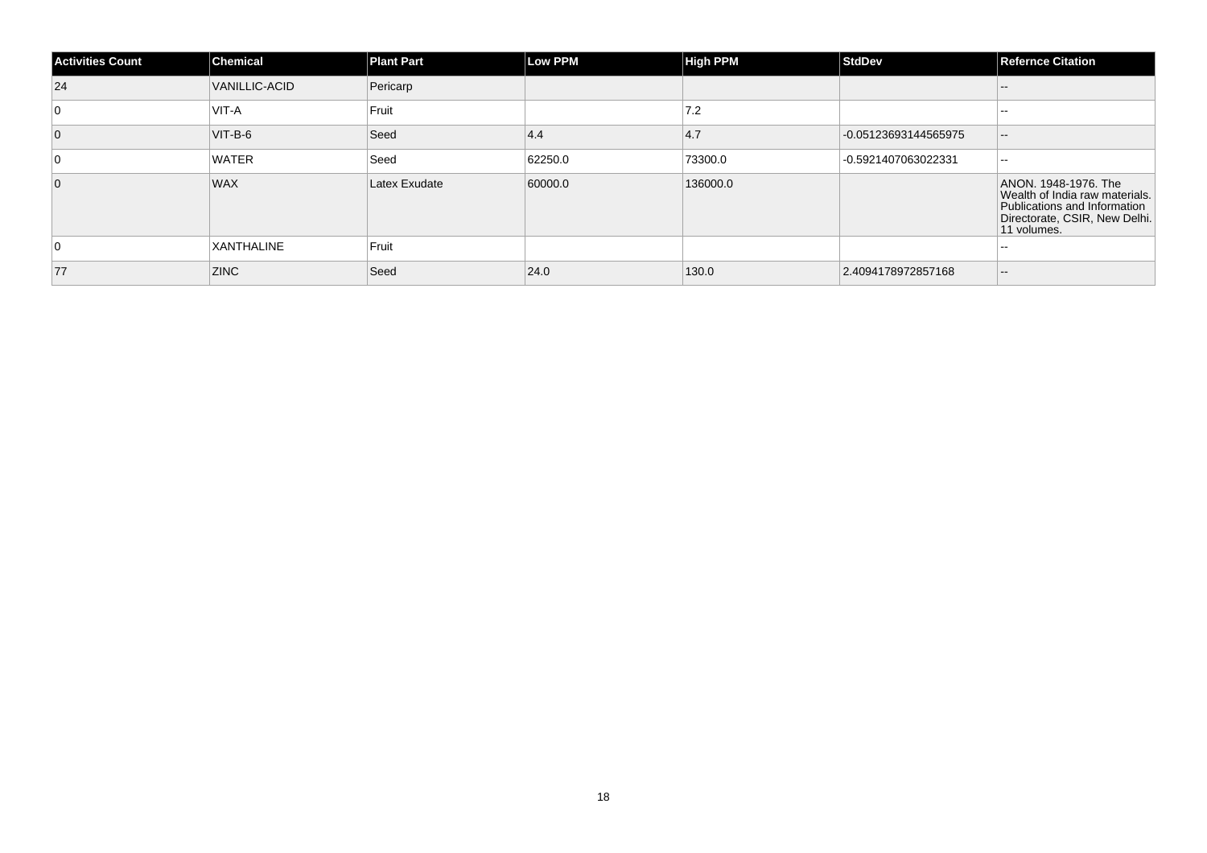| Activities Count | Chemical | Plant Part | Low PPM | High PPM | StdDev | Refernce Citation |
| --- | --- | --- | --- | --- | --- | --- |
| 24 | VANILLIC-ACID | Pericarp | | | | -- |
| 0 | VIT-A | Fruit | | 7.2 | | -- |
| 0 | VIT-B-6 | Seed | 4.4 | 4.7 | -0.05123693144565975 | -- |
| 0 | WATER | Seed | 62250.0 | 73300.0 | -0.5921407063022331 | -- |
| 0 | WAX | Latex Exudate | 60000.0 | 136000.0 | | ANON. 1948-1976. The Wealth of India raw materials. Publications and Information Directorate, CSIR, New Delhi. 11 volumes. |
| 0 | XANTHALINE | Fruit | | | | -- |
| 77 | ZINC | Seed | 24.0 | 130.0 | 2.4094178972857168 | -- |